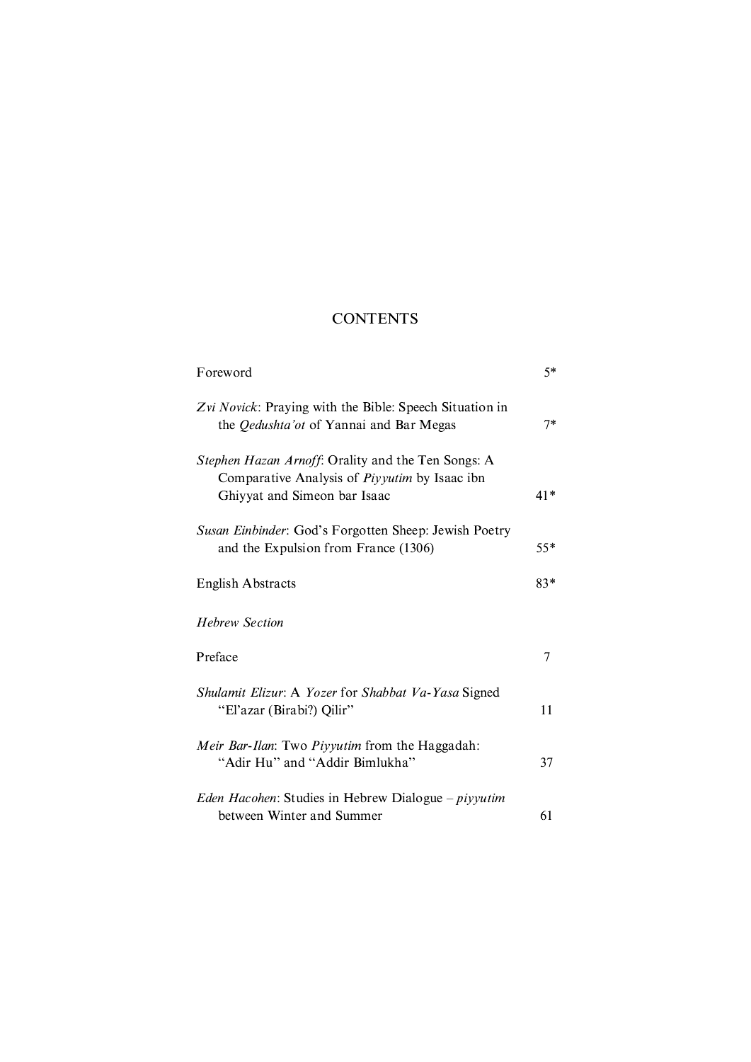# CONTENTS

| | |
|---|---|
| Foreword | 5* |
| *Zvi Novick*: Praying with the Bible: Speech Situation in the *Qedushta'ot* of Yannai and Bar Megas | 7* |
| *Stephen Hazan Arnoff*: Orality and the Ten Songs: A Comparative Analysis of *Piyyutim* by Isaac ibn Ghiyyat and Simeon bar Isaac | 41* |
| *Susan Einbinder*: God's Forgotten Sheep: Jewish Poetry and the Expulsion from France (1306) | 55* |
| English Abstracts | 83* |
| *Hebrew Section* | |
| Preface | 7 |
| *Shulamit Elizur*: A *Yozer* for *Shabbat Va-Yasa* Signed "El'azar (Birabi?) Qilir" | 11 |
| *Meir Bar-Ilan*: Two *Piyyutim* from the Haggadah: "Adir Hu" and "Addir Bimlukha" | 37 |
| *Eden Hacohen*: Studies in Hebrew Dialogue – *piyyutim* between Winter and Summer | 61 |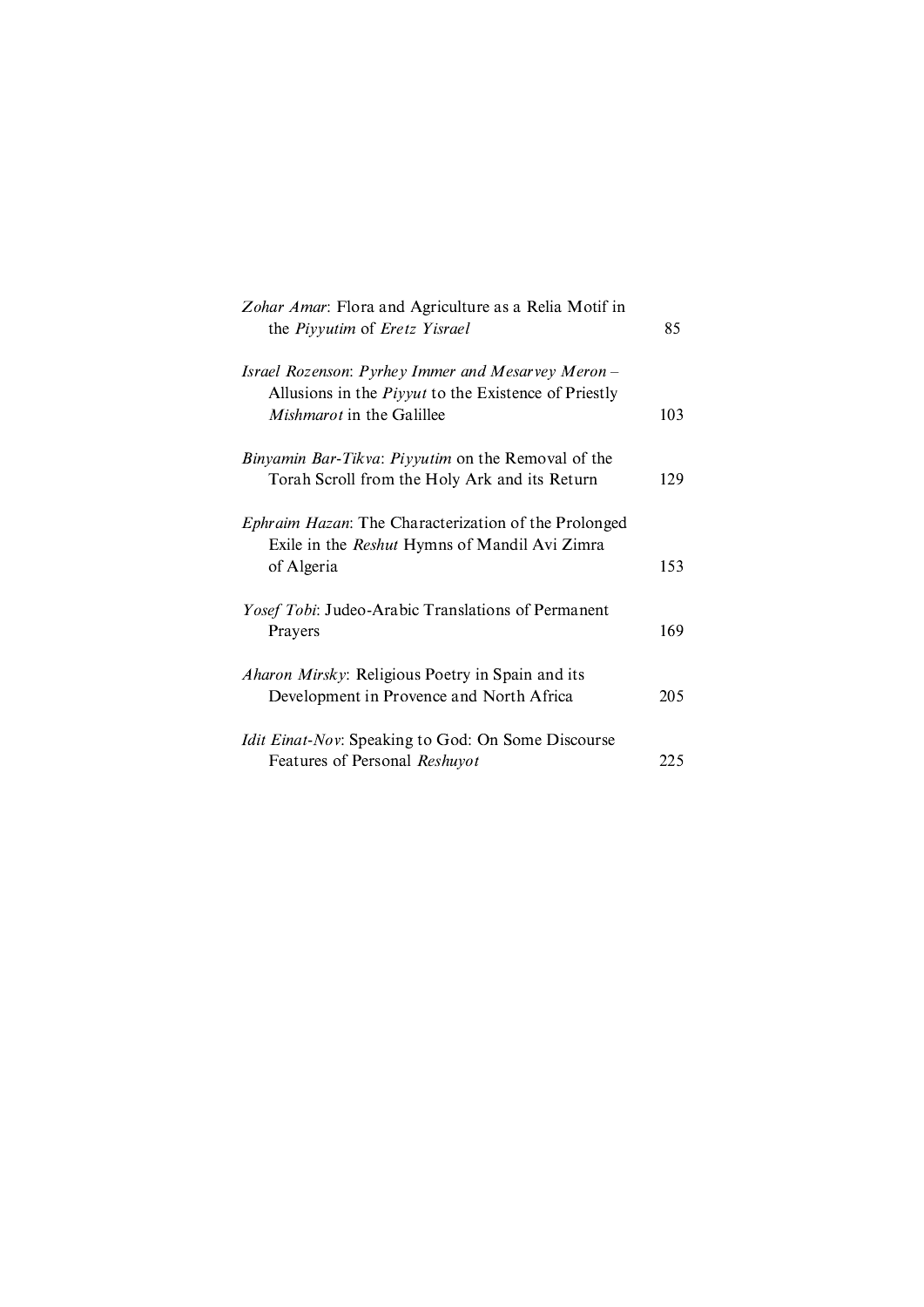*Zohar Amar*: Flora and Agriculture as a Relia Motif in the *Piyyutim* of *Eretz Yisrael* 85

*Israel Rozenson*: *Pyrhey Immer and Mesarvey Meron* – Allusions in the *Piyyut* to the Existence of Priestly *Mishmarot* in the Galillee 103

*Binyamin Bar-Tikva*: *Piyyutim* on the Removal of the Torah Scroll from the Holy Ark and its Return 129

*Ephraim Hazan*: The Characterization of the Prolonged Exile in the *Reshut* Hymns of Mandil Avi Zimra of Algeria 153

*Yosef Tobi*: Judeo-Arabic Translations of Permanent Prayers 169

*Aharon Mirsky*: Religious Poetry in Spain and its Development in Provence and North Africa 205

*Idit Einat-Nov*: Speaking to God: On Some Discourse Features of Personal *Reshuyot* 225